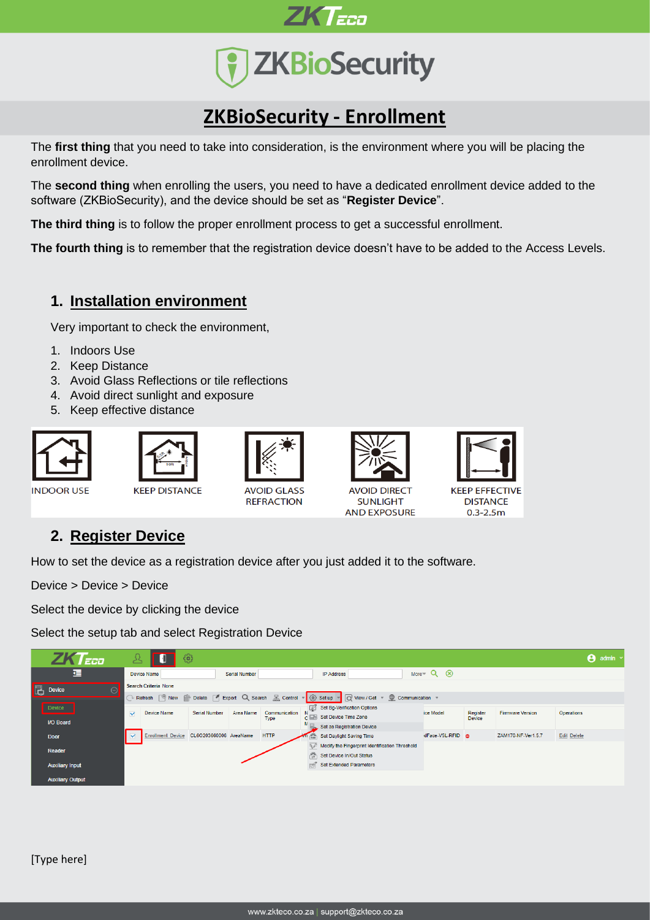# ZKBioSecurity - Enrollment

The **first thing** that you need to take into consideration, is the environment where you will be placing the enrollment device.

The **second thing** when enrolling the users, you need to have a dedicated enrollment device added to the software (ZKBioSecurity), and the device should be set as "**Register Device**".

**The third thing** is to follow the proper enrollment process to get a successful enrollment.

**The fourth thing** is to remember that the registration device doesn't have to be added to the Access Levels.

## 1. Installation environment

Very important to check the environment,

1. Indoors Use
2. Keep Distance
3. Avoid Glass Reflections or tile reflections
4. Avoid direct sunlight and exposure
5. Keep effective distance

INDOOR USE

KEEP DISTANCE

AVOID GLASS REFRACTION

AVOID DIRECT SUNLIGHT AND EXPOSURE

KEEP EFFECTIVE DISTANCE 0.3-2.5m

## 2. Register Device

How to set the device as a registration device after you just added it to the software.

Device > Device > Device

Select the device by clicking the device

Select the setup tab and select Registration Device

[Type here]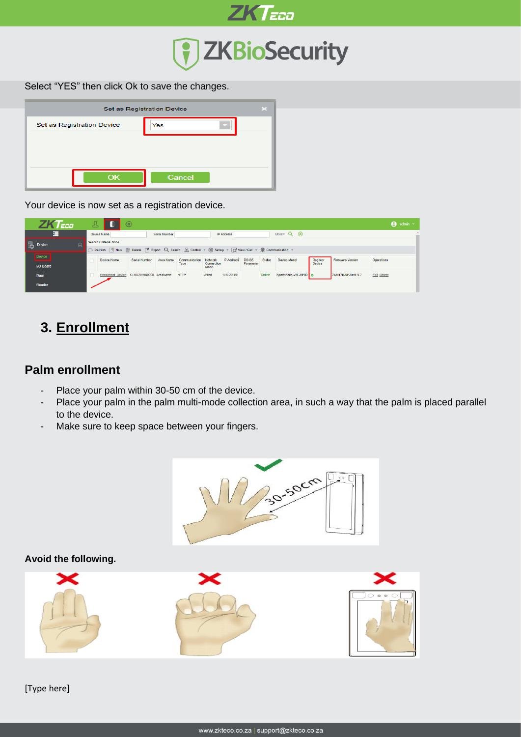Select “YES” then click Ok to save the changes.

Your device is now set as a registration device.

## 3. Enrollment

### Palm enrollment

- Place your palm within 30-50 cm of the device.
- Place your palm in the palm multi-mode collection area, in such a way that the palm is placed parallel to the device.
- Make sure to keep space between your fingers.

**Avoid the following.**

[Type here]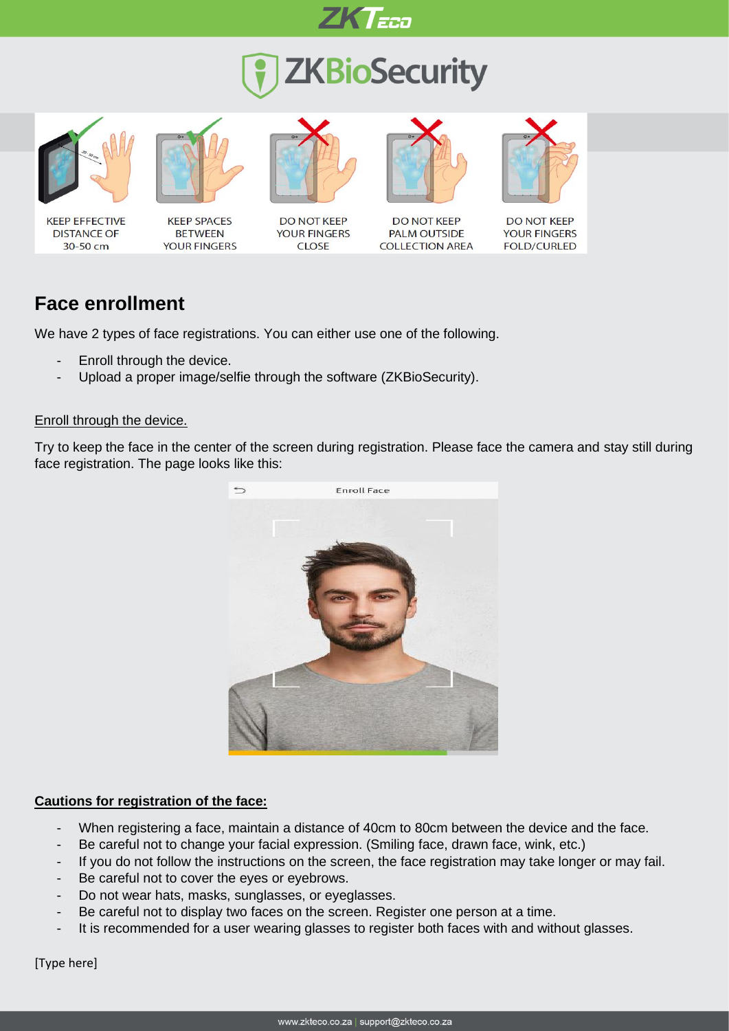KEEP EFFECTIVE DISTANCE OF 30-50 cm

KEEP SPACES BETWEEN YOUR FINGERS

DO NOT KEEP YOUR FINGERS CLOSE

DO NOT KEEP PALM OUTSIDE COLLECTION AREA

DO NOT KEEP YOUR FINGERS FOLD/CURLED

## Face enrollment

We have 2 types of face registrations. You can either use one of the following.

- Enroll through the device.
- Upload a proper image/selfie through the software (ZKBioSecurity).

Enroll through the device.

Try to keep the face in the center of the screen during registration. Please face the camera and stay still during face registration. The page looks like this:

Enroll Face

**Cautions for registration of the face:**

- When registering a face, maintain a distance of 40cm to 80cm between the device and the face.
- Be careful not to change your facial expression. (Smiling face, drawn face, wink, etc.)
- If you do not follow the instructions on the screen, the face registration may take longer or may fail.
- Be careful not to cover the eyes or eyebrows.
- Do not wear hats, masks, sunglasses, or eyeglasses.
- Be careful not to display two faces on the screen. Register one person at a time.
- It is recommended for a user wearing glasses to register both faces with and without glasses.

[Type here]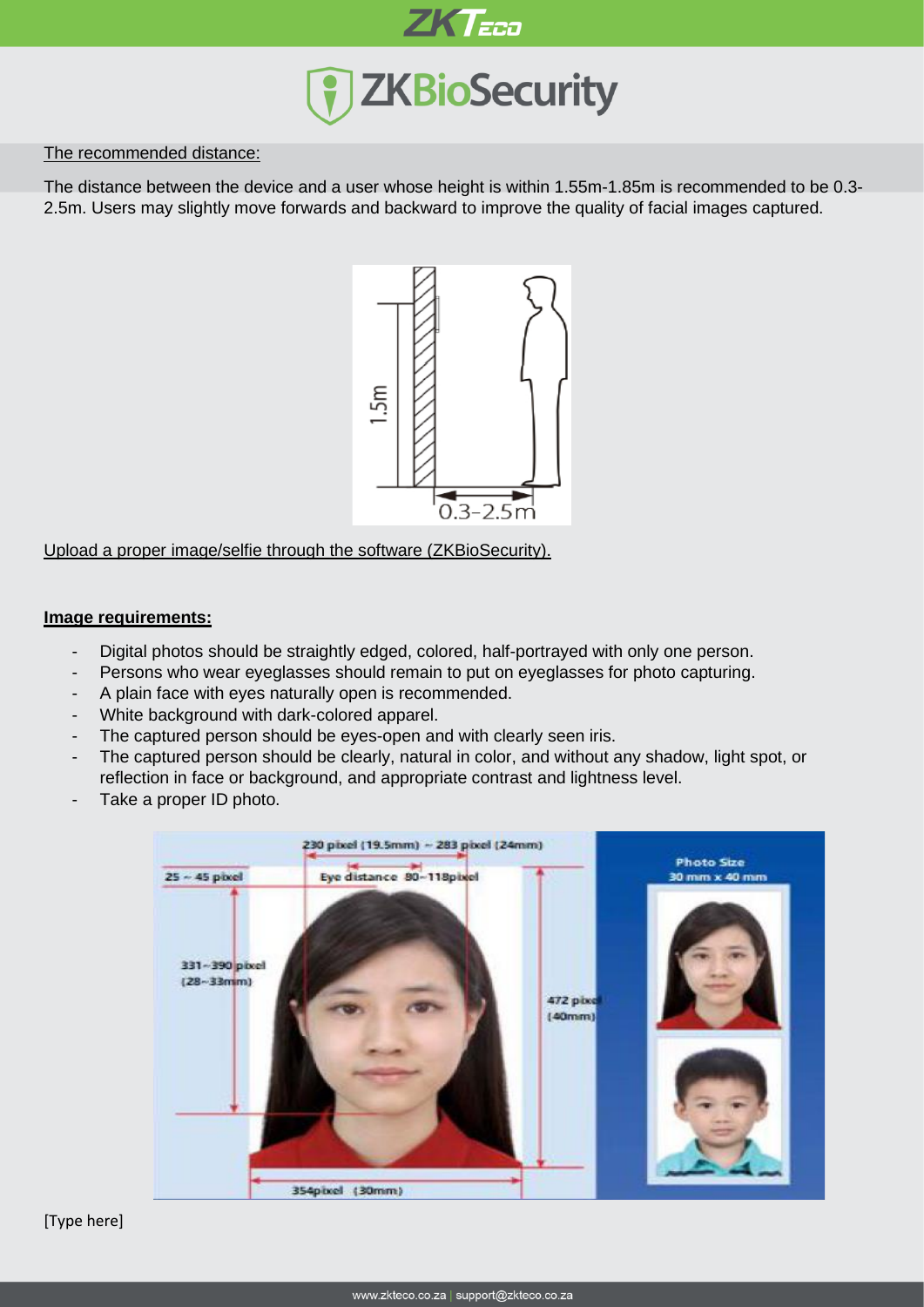The recommended distance:

The distance between the device and a user whose height is within 1.55m-1.85m is recommended to be 0.3-2.5m. Users may slightly move forwards and backward to improve the quality of facial images captured.

Upload a proper image/selfie through the software (ZKBioSecurity).

**Image requirements:**

- Digital photos should be straightly edged, colored, half-portrayed with only one person.
- Persons who wear eyeglasses should remain to put on eyeglasses for photo capturing.
- A plain face with eyes naturally open is recommended.
- White background with dark-colored apparel.
- The captured person should be eyes-open and with clearly seen iris.
- The captured person should be clearly, natural in color, and without any shadow, light spot, or reflection in face or background, and appropriate contrast and lightness level.
- Take a proper ID photo.

[Type here]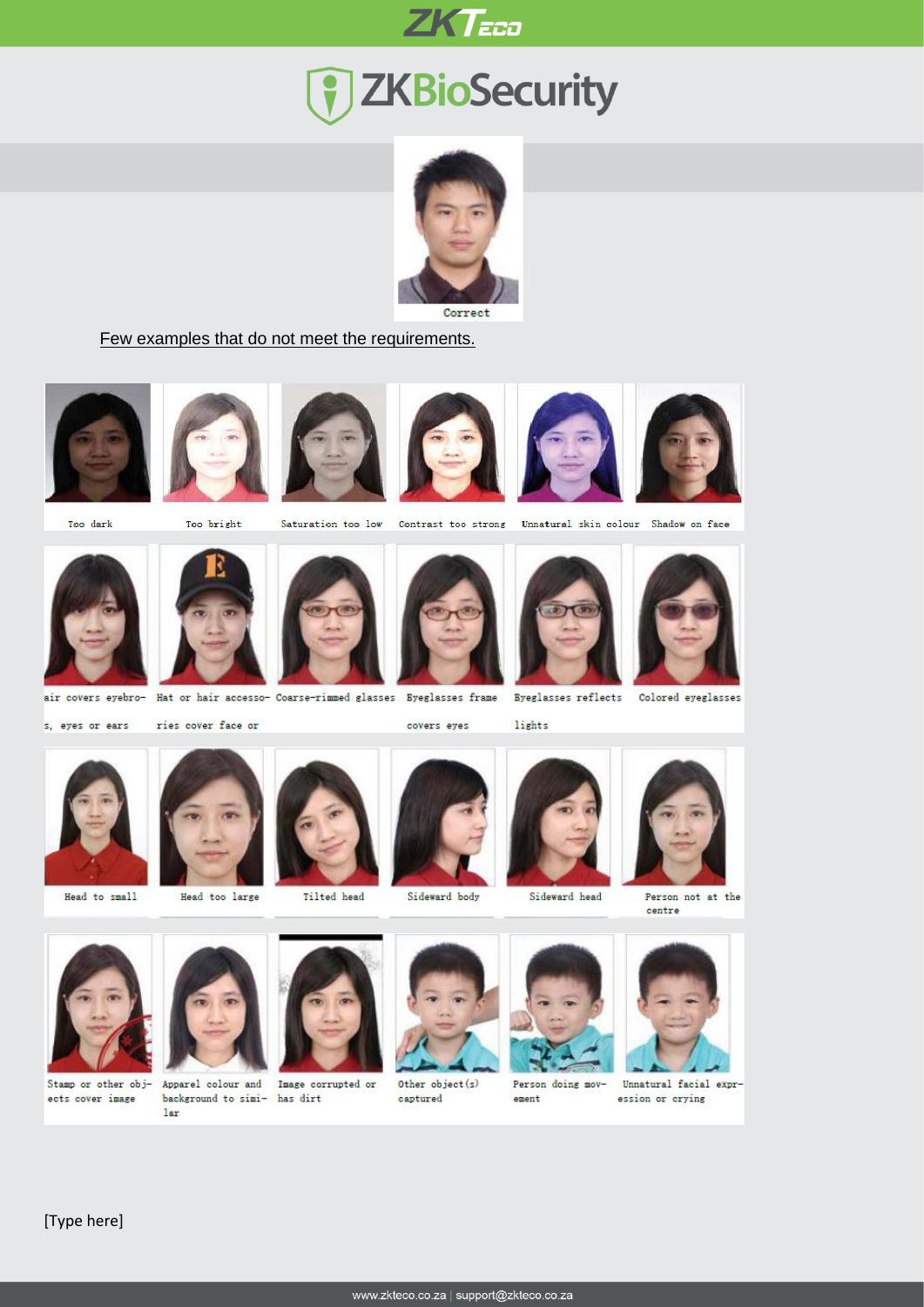Correct

Few examples that do not meet the requirements.

Too dark | Too bright | Saturation too low | Contrast too strong | Unnatural skin colour | Shadow on face

air covers eyebrows, eyes or ears | Hat or hair accessories cover face or | Coarse-rimmed glasses | Eyeglasses frame covers eyes | Eyeglasses reflects lights | Colored eyeglasses

Head to small | Head too large | Tilted head | Sideward body | Sideward head | Person not at the centre

Stamp or other objects cover image | Apparel colour and background to similar | Image corrupted or has dirt | Other object(s) captured | Person doing movement | Unnatural facial expression or crying

[Type here]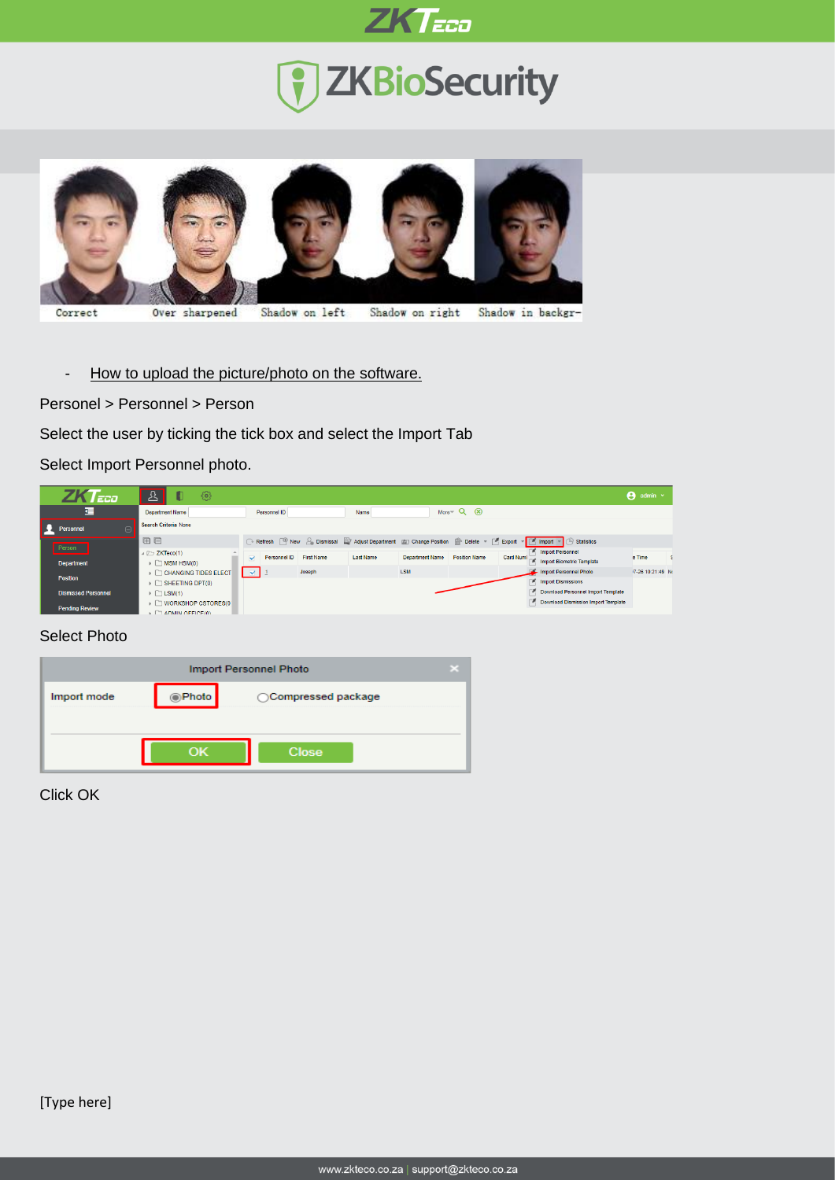Correct Over sharpened Shadow on left Shadow on right Shadow in backgr-

- How to upload the picture/photo on the software.

Personel > Personnel > Person

Select the user by ticking the tick box and select the Import Tab

Select Import Personnel photo.

Select Photo

Click OK

[Type here]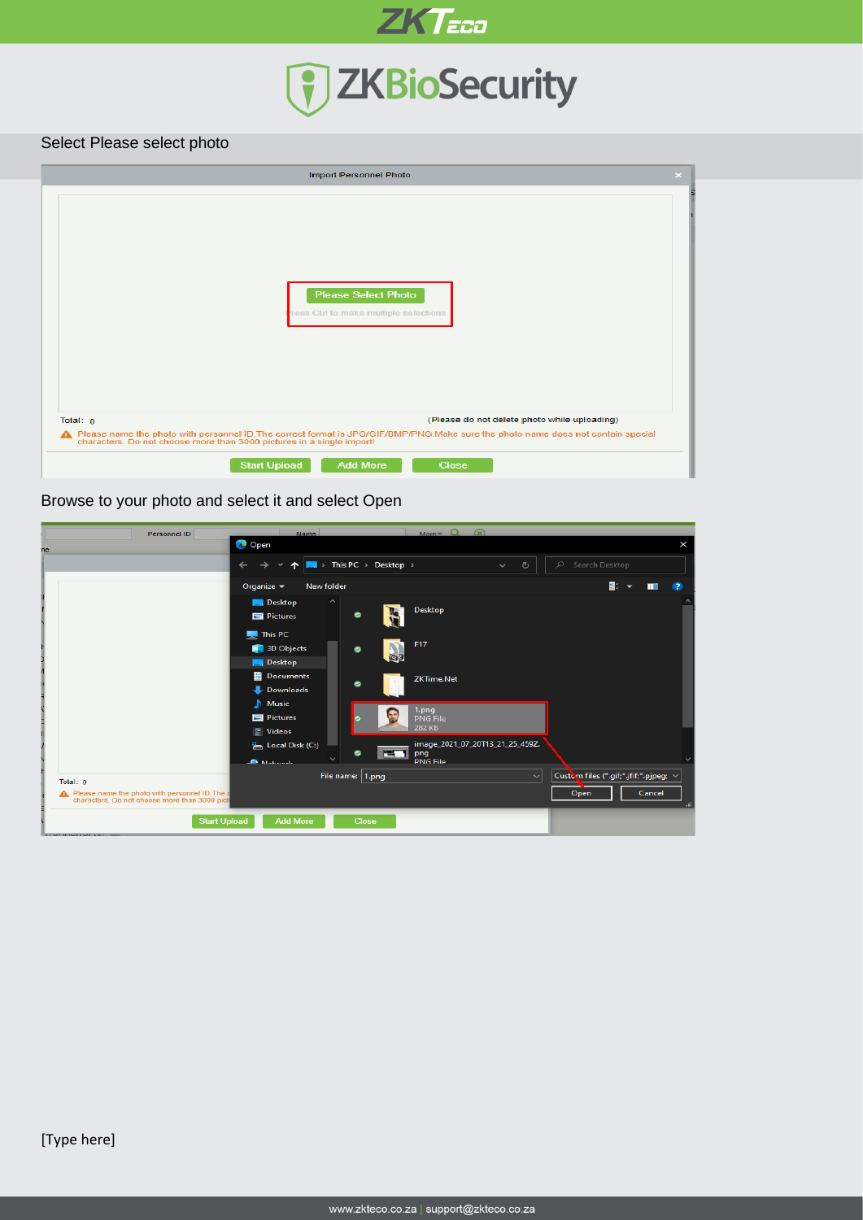Select Please select photo

Browse to your photo and select it and select Open

[Type here]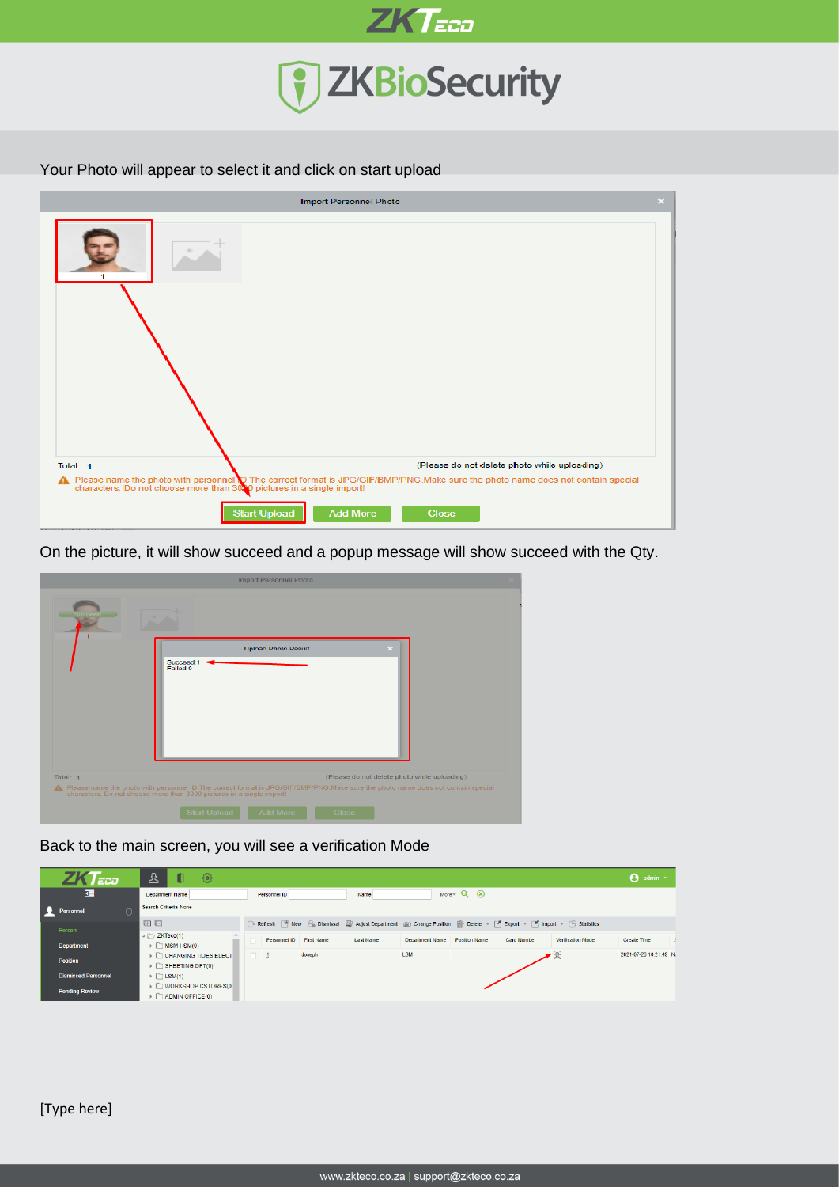Your Photo will appear to select it and click on start upload

On the picture, it will show succeed and a popup message will show succeed with the Qty.

Back to the main screen, you will see a verification Mode

[Type here]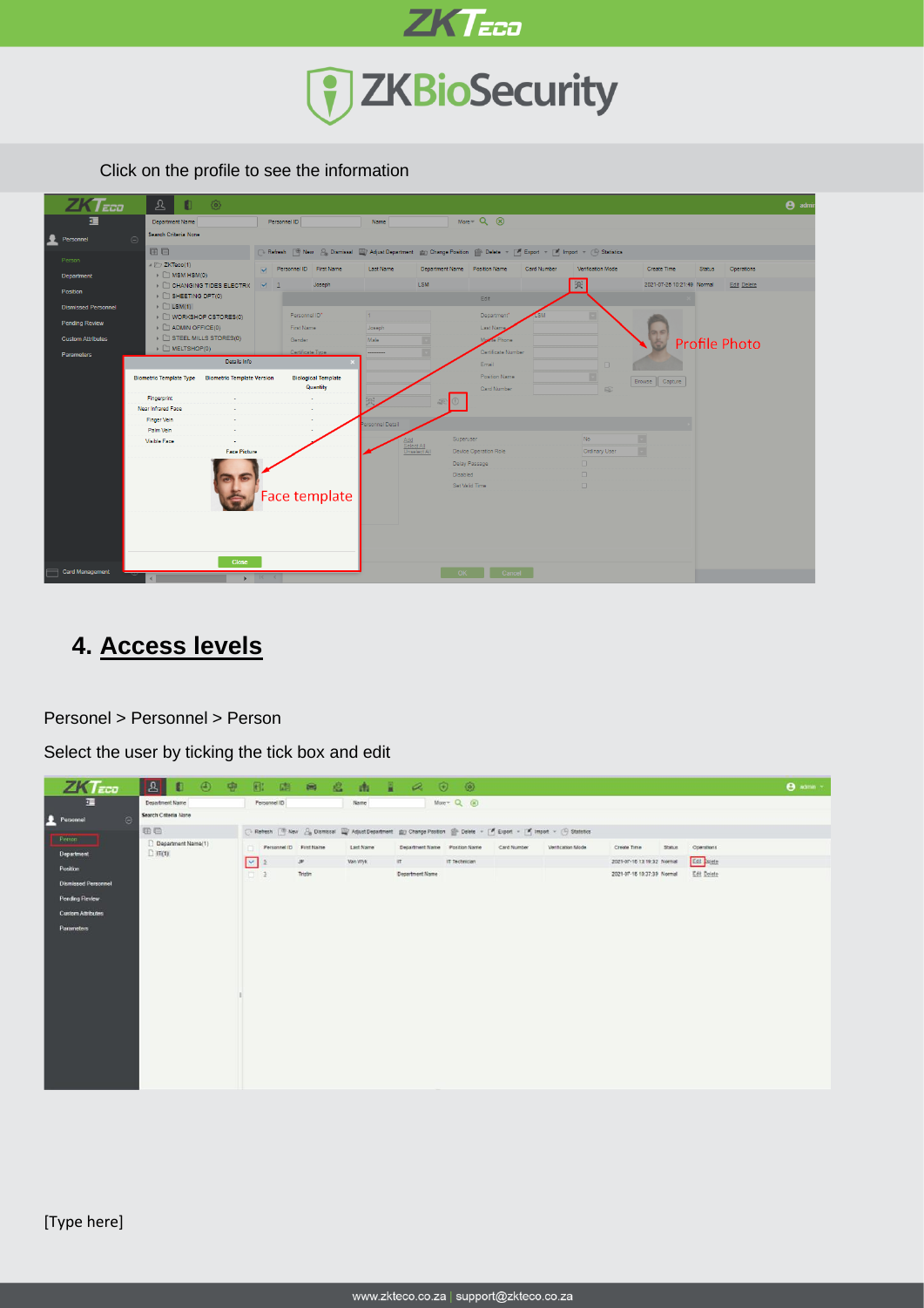Click on the profile to see the information

## 4. Access levels

Personel > Personnel > Person

Select the user by ticking the tick box and edit

[Type here]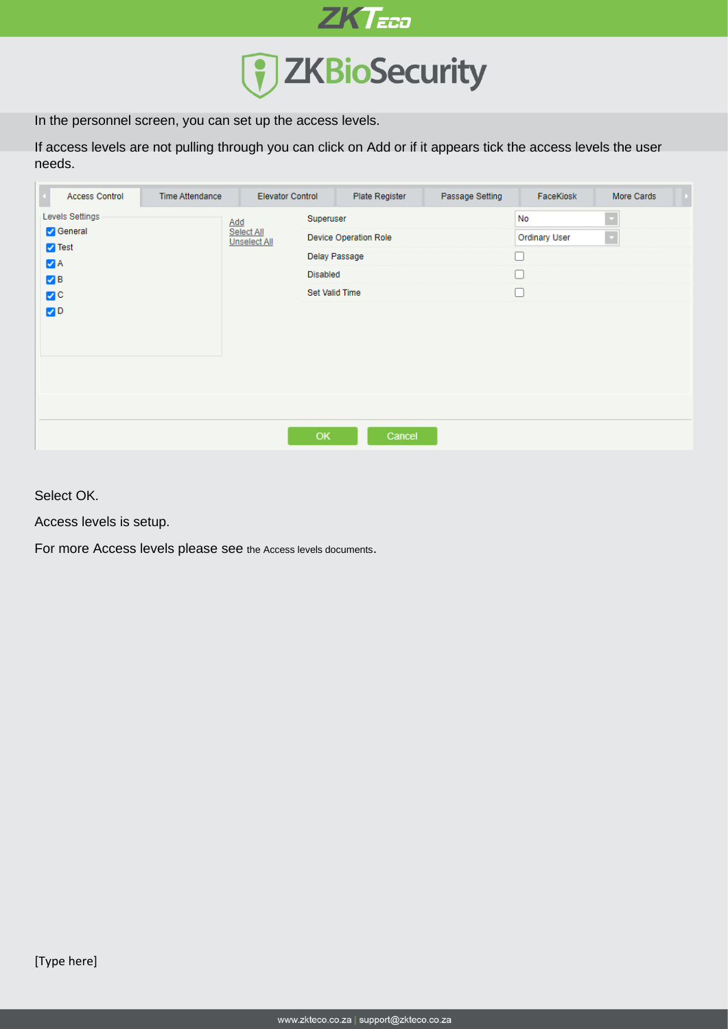In the personnel screen, you can set up the access levels.

If access levels are not pulling through you can click on Add or if it appears tick the access levels the user needs.

Access Control | Time Attendance | Elevator Control | Plate Register | Passage Setting | FaceKiosk | More Cards

Levels Settings

- [x] General
- [x] Test
- [x] A
- [x] B
- [x] C
- [x] D

Add
Select All
Unselect All

| | |
|---|---|
| Superuser | No |
| Device Operation Role | Ordinary User |
| Delay Passage | ☐ |
| Disabled | ☐ |
| Set Valid Time | ☐ |

OK Cancel

Select OK.

Access levels is setup.

For more Access levels please see the Access levels documents.

[Type here]